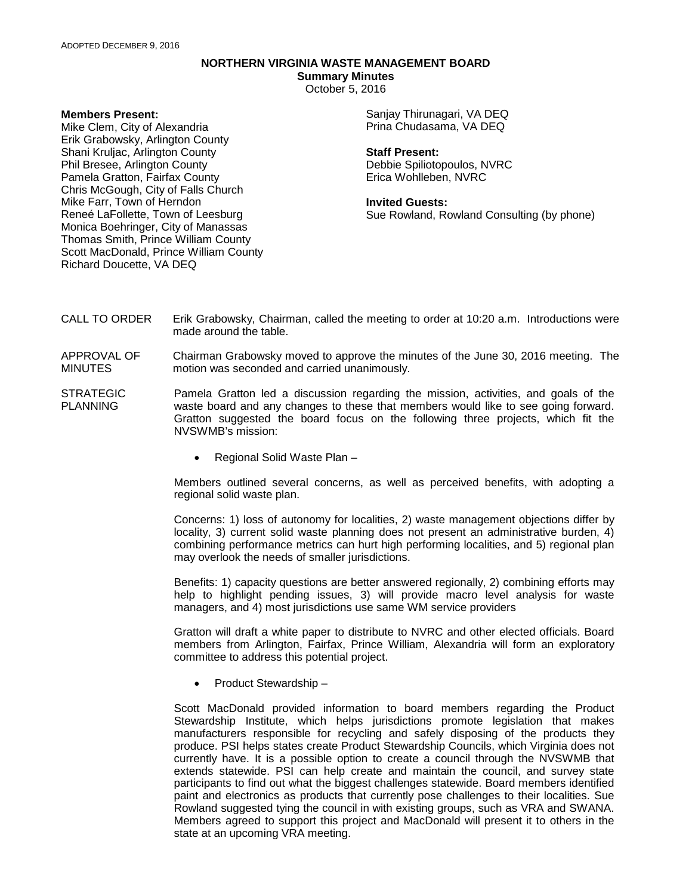ADOPTED DECEMBER 9, 2016

# NORTHERN VIRGINIA WASTE MANAGEMENT BOARD

## Summary Minutes

October 5, 2016

**Members Present:**
Mike Clem, City of Alexandria
Erik Grabowsky, Arlington County
Shani Kruljac, Arlington County
Phil Bresee, Arlington County
Pamela Gratton, Fairfax County
Chris McGough, City of Falls Church
Mike Farr, Town of Herndon
Reneé LaFollette, Town of Leesburg
Monica Boehringer, City of Manassas
Thomas Smith, Prince William County
Scott MacDonald, Prince William County
Richard Doucette, VA DEQ
Sanjay Thirunagari, VA DEQ
Prina Chudasama, VA DEQ

**Staff Present:**
Debbie Spiliotopoulos, NVRC
Erica Wohlleben, NVRC

**Invited Guests:**
Sue Rowland, Rowland Consulting (by phone)

CALL TO ORDER — Erik Grabowsky, Chairman, called the meeting to order at 10:20 a.m. Introductions were made around the table.

APPROVAL OF MINUTES — Chairman Grabowsky moved to approve the minutes of the June 30, 2016 meeting. The motion was seconded and carried unanimously.

STRATEGIC PLANNING — Pamela Gratton led a discussion regarding the mission, activities, and goals of the waste board and any changes to these that members would like to see going forward. Gratton suggested the board focus on the following three projects, which fit the NVSWMB's mission:

- Regional Solid Waste Plan –

Members outlined several concerns, as well as perceived benefits, with adopting a regional solid waste plan.

Concerns: 1) loss of autonomy for localities, 2) waste management objections differ by locality, 3) current solid waste planning does not present an administrative burden, 4) combining performance metrics can hurt high performing localities, and 5) regional plan may overlook the needs of smaller jurisdictions.

Benefits: 1) capacity questions are better answered regionally, 2) combining efforts may help to highlight pending issues, 3) will provide macro level analysis for waste managers, and 4) most jurisdictions use same WM service providers

Gratton will draft a white paper to distribute to NVRC and other elected officials. Board members from Arlington, Fairfax, Prince William, Alexandria will form an exploratory committee to address this potential project.

- Product Stewardship –

Scott MacDonald provided information to board members regarding the Product Stewardship Institute, which helps jurisdictions promote legislation that makes manufacturers responsible for recycling and safely disposing of the products they produce. PSI helps states create Product Stewardship Councils, which Virginia does not currently have. It is a possible option to create a council through the NVSWMB that extends statewide. PSI can help create and maintain the council, and survey state participants to find out what the biggest challenges statewide. Board members identified paint and electronics as products that currently pose challenges to their localities. Sue Rowland suggested tying the council in with existing groups, such as VRA and SWANA. Members agreed to support this project and MacDonald will present it to others in the state at an upcoming VRA meeting.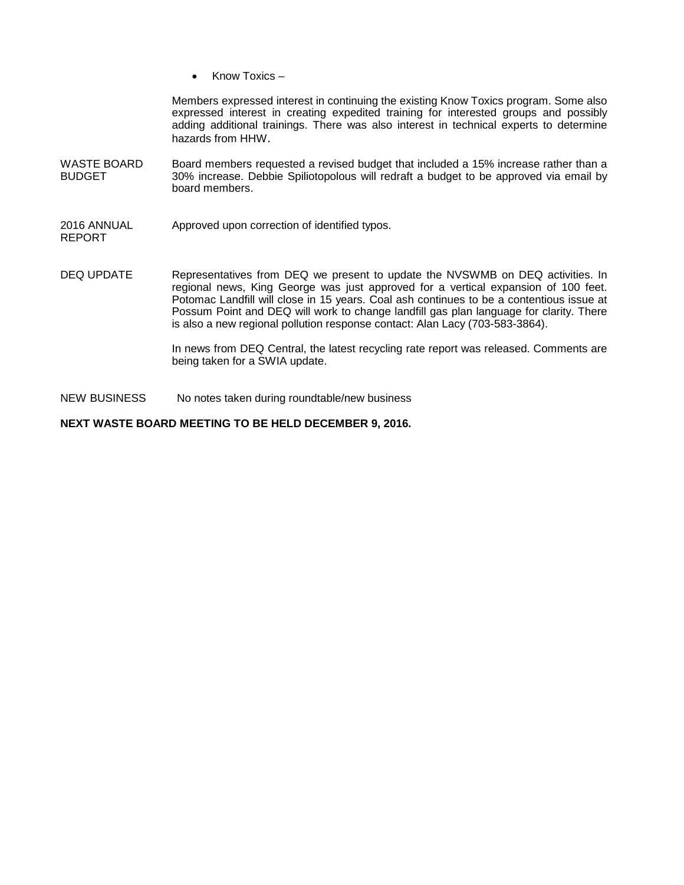- Know Toxics –

Members expressed interest in continuing the existing Know Toxics program. Some also expressed interest in creating expedited training for interested groups and possibly adding additional trainings. There was also interest in technical experts to determine hazards from HHW.

| | |
|---|---|
| WASTE BOARD BUDGET | Board members requested a revised budget that included a 15% increase rather than a 30% increase. Debbie Spiliotopolous will redraft a budget to be approved via email by board members. |
| 2016 ANNUAL REPORT | Approved upon correction of identified typos. |
| DEQ UPDATE | Representatives from DEQ we present to update the NVSWMB on DEQ activities. In regional news, King George was just approved for a vertical expansion of 100 feet. Potomac Landfill will close in 15 years. Coal ash continues to be a contentious issue at Possum Point and DEQ will work to change landfill gas plan language for clarity. There is also a new regional pollution response contact: Alan Lacy (703-583-3864).<br><br>In news from DEQ Central, the latest recycling rate report was released. Comments are being taken for a SWIA update. |
| NEW BUSINESS | No notes taken during roundtable/new business |

**NEXT WASTE BOARD MEETING TO BE HELD DECEMBER 9, 2016.**